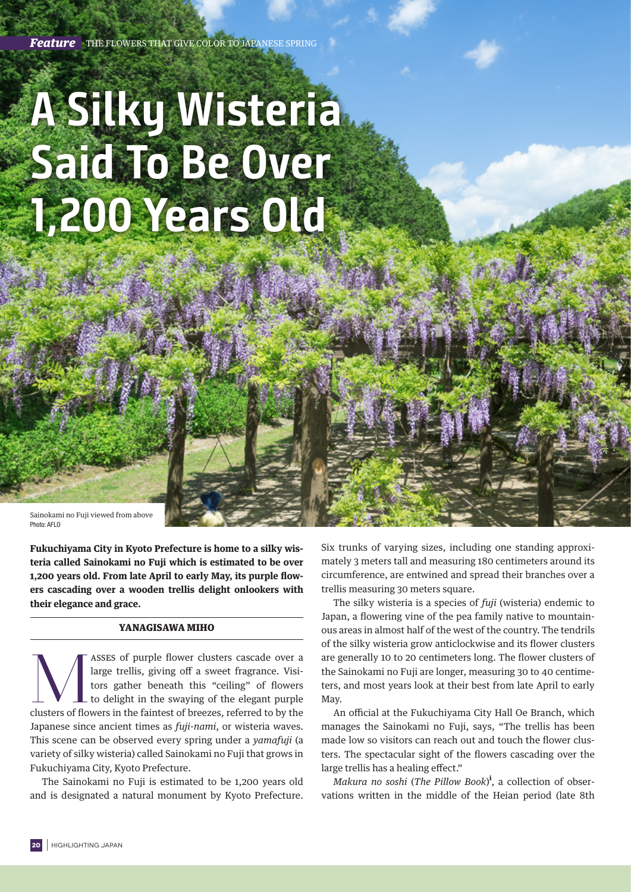*Feature* THE FLOWERS THAT GIVE COLOR TO JAPANESE SPRING

# A Silky Wisteria Said To Be Over 1,200 Years Old

Sainokami no Fuji viewed from above
Photo: AFLO

**Fukuchiyama City in Kyoto Prefecture is home to a silky wisteria called Sainokami no Fuji which is estimated to be over 1,200 years old. From late April to early May, its purple flowers cascading over a wooden trellis delight onlookers with their elegance and grace.**

**YANAGISAWA MIHO**

Masses of purple flower clusters cascade over a large trellis, giving off a sweet fragrance. Visitors gather beneath this "ceiling" of flowers to delight in the swaying of the elegant purple clusters of flowers in the faintest of breezes, referred to by the Japanese since ancient times as *fuji-nami*, or wisteria waves. This scene can be observed every spring under a *yamafuji* (a variety of silky wisteria) called Sainokami no Fuji that grows in Fukuchiyama City, Kyoto Prefecture.

The Sainokami no Fuji is estimated to be 1,200 years old and is designated a natural monument by Kyoto Prefecture. Six trunks of varying sizes, including one standing approximately 3 meters tall and measuring 180 centimeters around its circumference, are entwined and spread their branches over a trellis measuring 30 meters square.

The silky wisteria is a species of *fuji* (wisteria) endemic to Japan, a flowering vine of the pea family native to mountainous areas in almost half of the west of the country. The tendrils of the silky wisteria grow anticlockwise and its flower clusters are generally 10 to 20 centimeters long. The flower clusters of the Sainokami no Fuji are longer, measuring 30 to 40 centimeters, and most years look at their best from late April to early May.

An official at the Fukuchiyama City Hall Oe Branch, which manages the Sainokami no Fuji, says, "The trellis has been made low so visitors can reach out and touch the flower clusters. The spectacular sight of the flowers cascading over the large trellis has a healing effect."

*Makura no soshi* (*The Pillow Book*)[i], a collection of observations written in the middle of the Heian period (late 8th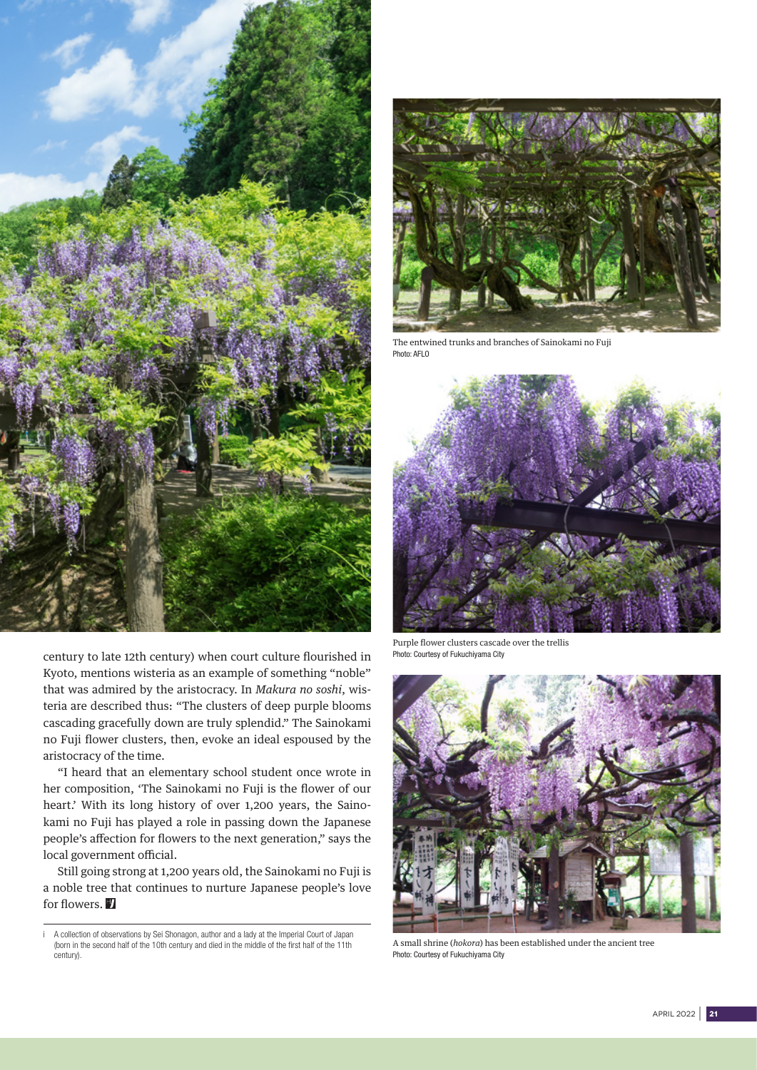century to late 12th century) when court culture flourished in Kyoto, mentions wisteria as an example of something "noble" that was admired by the aristocracy. In *Makura no soshi*, wisteria are described thus: "The clusters of deep purple blooms cascading gracefully down are truly splendid." The Sainokami no Fuji flower clusters, then, evoke an ideal espoused by the aristocracy of the time.

"I heard that an elementary school student once wrote in her composition, 'The Sainokami no Fuji is the flower of our heart.' With its long history of over 1,200 years, the Sainokami no Fuji has played a role in passing down the Japanese people's affection for flowers to the next generation," says the local government official.

Still going strong at 1,200 years old, the Sainokami no Fuji is a noble tree that continues to nurture Japanese people's love for flowers.

i A collection of observations by Sei Shonagon, author and a lady at the Imperial Court of Japan (born in the second half of the 10th century and died in the middle of the first half of the 11th century).

The entwined trunks and branches of Sainokami no Fuji
Photo: AFLO

Purple flower clusters cascade over the trellis
Photo: Courtesy of Fukuchiyama City

A small shrine (*hokora*) has been established under the ancient tree
Photo: Courtesy of Fukuchiyama City